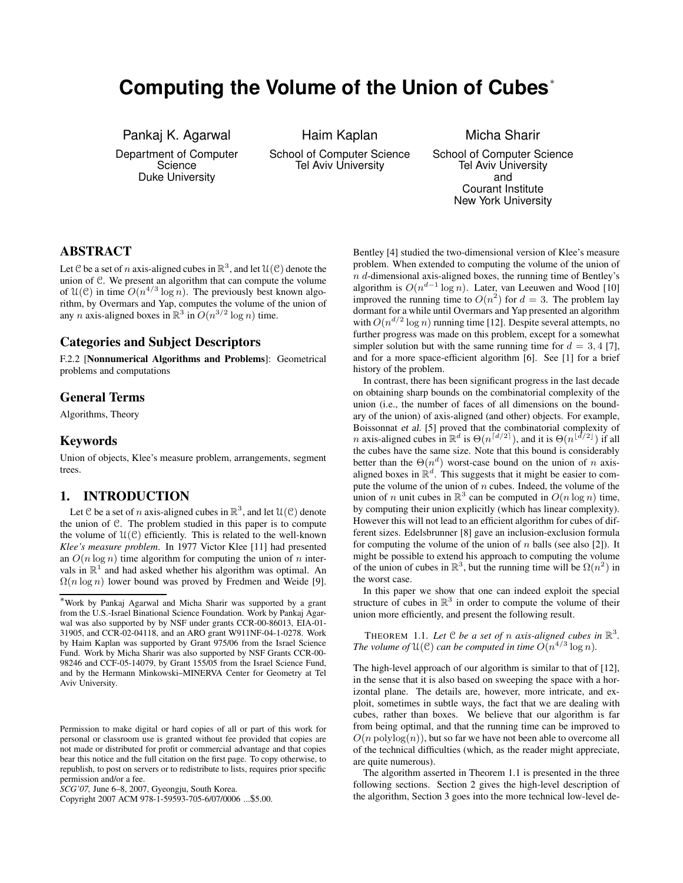# Computing the Volume of the Union of Cubes*

Pankaj K. Agarwal
Department of Computer Science
Duke University

Haim Kaplan
School of Computer Science
Tel Aviv University

Micha Sharir
School of Computer Science
Tel Aviv University
and
Courant Institute
New York University

## ABSTRACT

Let $\mathcal{C}$ be a set of $n$ axis-aligned cubes in $\mathbb{R}^3$, and let $\mathcal{U}(\mathcal{C})$ denote the union of $\mathcal{C}$. We present an algorithm that can compute the volume of $\mathcal{U}(\mathcal{C})$ in time $O(n^{4/3} \log n)$. The previously best known algorithm, by Overmars and Yap, computes the volume of the union of any $n$ axis-aligned boxes in $\mathbb{R}^3$ in $O(n^{3/2} \log n)$ time.

## Categories and Subject Descriptors

F.2.2 [**Nonnumerical Algorithms and Problems**]: Geometrical problems and computations

## General Terms

Algorithms, Theory

## Keywords

Union of objects, Klee's measure problem, arrangements, segment trees.

## 1. INTRODUCTION

Let $\mathcal{C}$ be a set of $n$ axis-aligned cubes in $\mathbb{R}^3$, and let $\mathcal{U}(\mathcal{C})$ denote the union of $\mathcal{C}$. The problem studied in this paper is to compute the volume of $\mathcal{U}(\mathcal{C})$ efficiently. This is related to the well-known *Klee's measure problem*. In 1977 Victor Klee [11] had presented an $O(n \log n)$ time algorithm for computing the union of $n$ intervals in $\mathbb{R}^1$ and had asked whether his algorithm was optimal. An $\Omega(n \log n)$ lower bound was proved by Fredmen and Weide [9]. Bentley [4] studied the two-dimensional version of Klee's measure problem. When extended to computing the volume of the union of $n$ $d$-dimensional axis-aligned boxes, the running time of Bentley's algorithm is $O(n^{d-1} \log n)$. Later, van Leeuwen and Wood [10] improved the running time to $O(n^2)$ for $d = 3$. The problem lay dormant for a while until Overmars and Yap presented an algorithm with $O(n^{d/2} \log n)$ running time [12]. Despite several attempts, no further progress was made on this problem, except for a somewhat simpler solution but with the same running time for $d = 3, 4$ [7], and for a more space-efficient algorithm [6]. See [1] for a brief history of the problem.

In contrast, there has been significant progress in the last decade on obtaining sharp bounds on the combinatorial complexity of the union (i.e., the number of faces of all dimensions on the boundary of the union) of axis-aligned (and other) objects. For example, Boissonnat *et al.* [5] proved that the combinatorial complexity of $n$ axis-aligned cubes in $\mathbb{R}^d$ is $\Theta(n^{\lceil d/2 \rceil})$, and it is $\Theta(n^{\lfloor d/2 \rfloor})$ if all the cubes have the same size. Note that this bound is considerably better than the $\Theta(n^d)$ worst-case bound on the union of $n$ axis-aligned boxes in $\mathbb{R}^d$. This suggests that it might be easier to compute the volume of the union of $n$ cubes. Indeed, the volume of the union of $n$ unit cubes in $\mathbb{R}^3$ can be computed in $O(n \log n)$ time, by computing their union explicitly (which has linear complexity). However this will not lead to an efficient algorithm for cubes of different sizes. Edelsbrunner [8] gave an inclusion-exclusion formula for computing the volume of the union of $n$ balls (see also [2]). It might be possible to extend his approach to computing the volume of the union of cubes in $\mathbb{R}^3$, but the running time will be $\Omega(n^2)$ in the worst case.

In this paper we show that one can indeed exploit the special structure of cubes in $\mathbb{R}^3$ in order to compute the volume of their union more efficiently, and present the following result.

THEOREM 1.1. *Let $\mathcal{C}$ be a set of $n$ axis-aligned cubes in $\mathbb{R}^3$. The volume of $\mathcal{U}(\mathcal{C})$ can be computed in time $O(n^{4/3} \log n)$.*

The high-level approach of our algorithm is similar to that of [12], in the sense that it is also based on sweeping the space with a horizontal plane. The details are, however, more intricate, and exploit, sometimes in subtle ways, the fact that we are dealing with cubes, rather than boxes. We believe that our algorithm is far from being optimal, and that the running time can be improved to $O(n \operatorname{polylog}(n))$, but so far we have not been able to overcome all of the technical difficulties (which, as the reader might appreciate, are quite numerous).

The algorithm asserted in Theorem 1.1 is presented in the three following sections. Section 2 gives the high-level description of the algorithm, Section 3 goes into the more technical low-level de-

---

*Work by Pankaj Agarwal and Micha Sharir was supported by a grant from the U.S.-Israel Binational Science Foundation. Work by Pankaj Agarwal was also supported by by NSF under grants CCR-00-86013, EIA-01-31905, and CCR-02-04118, and an ARO grant W911NF-04-1-0278. Work by Haim Kaplan was supported by Grant 975/06 from the Israel Science Fund. Work by Micha Sharir was also supported by NSF Grants CCR-00-98246 and CCF-05-14079, by Grant 155/05 from the Israel Science Fund, and by the Hermann Minkowski–MINERVA Center for Geometry at Tel Aviv University.

Permission to make digital or hard copies of all or part of this work for personal or classroom use is granted without fee provided that copies are not made or distributed for profit or commercial advantage and that copies bear this notice and the full citation on the first page. To copy otherwise, to republish, to post on servers or to redistribute to lists, requires prior specific permission and/or a fee.
*SCG'07*, June 6–8, 2007, Gyeongju, South Korea.
Copyright 2007 ACM 978-1-59593-705-6/07/0006 ...$5.00.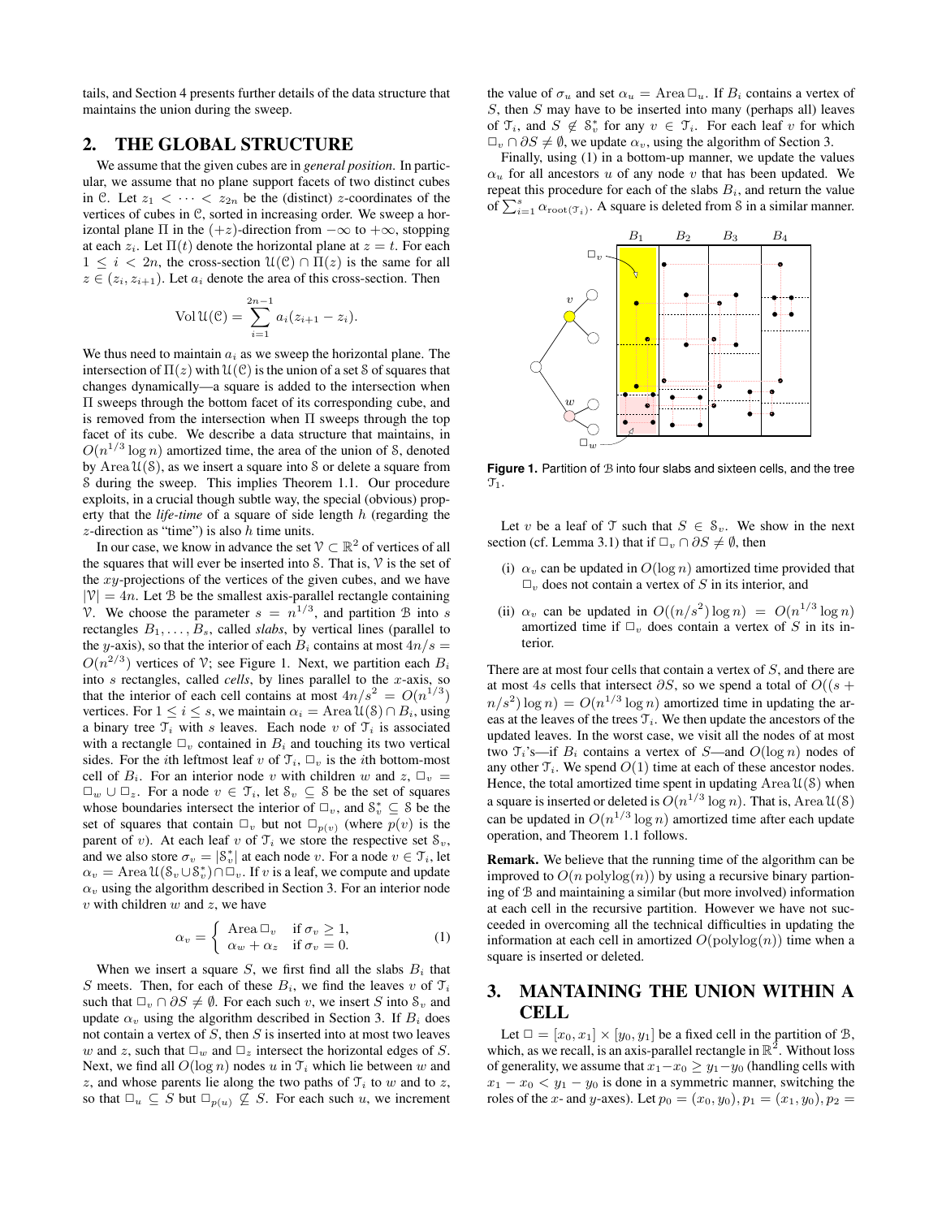tails, and Section 4 presents further details of the data structure that maintains the union during the sweep.

## 2. THE GLOBAL STRUCTURE

We assume that the given cubes are in *general position*. In particular, we assume that no plane support facets of two distinct cubes in $\mathcal{C}$. Let $z_1 < \cdots < z_{2n}$ be the (distinct) $z$-coordinates of the vertices of cubes in $\mathcal{C}$, sorted in increasing order. We sweep a horizontal plane $\Pi$ in the $(+z)$-direction from $-\infty$ to $+\infty$, stopping at each $z_i$. Let $\Pi(t)$ denote the horizontal plane at $z = t$. For each $1 \le i < 2n$, the cross-section $\mathcal{U}(\mathcal{C}) \cap \Pi(z)$ is the same for all $z \in (z_i, z_{i+1})$. Let $a_i$ denote the area of this cross-section. Then

$$\operatorname{Vol} \mathcal{U}(\mathcal{C}) = \sum_{i=1}^{2n-1} a_i (z_{i+1} - z_i).$$

We thus need to maintain $a_i$ as we sweep the horizontal plane. The intersection of $\Pi(z)$ with $\mathcal{U}(\mathcal{C})$ is the union of a set $\mathcal{S}$ of squares that changes dynamically—a square is added to the intersection when $\Pi$ sweeps through the bottom facet of its corresponding cube, and is removed from the intersection when $\Pi$ sweeps through the top facet of its cube. We describe a data structure that maintains, in $O(n^{1/3} \log n)$ amortized time, the area of the union of $\mathcal{S}$, denoted by $\operatorname{Area} \mathcal{U}(\mathcal{S})$, as we insert a square into $\mathcal{S}$ or delete a square from $\mathcal{S}$ during the sweep. This implies Theorem 1.1. Our procedure exploits, in a crucial though subtle way, the special (obvious) property that the *life-time* of a square of side length $h$ (regarding the $z$-direction as "time") is also $h$ time units.

In our case, we know in advance the set $\mathcal{V} \subset \mathbb{R}^2$ of vertices of all the squares that will ever be inserted into $\mathcal{S}$. That is, $\mathcal{V}$ is the set of the $xy$-projections of the vertices of the given cubes, and we have $|\mathcal{V}| = 4n$. Let $\mathcal{B}$ be the smallest axis-parallel rectangle containing $\mathcal{V}$. We choose the parameter $s = n^{1/3}$, and partition $\mathcal{B}$ into $s$ rectangles $B_1, \ldots, B_s$, called *slabs*, by vertical lines (parallel to the $y$-axis), so that the interior of each $B_i$ contains at most $4n/s = O(n^{2/3})$ vertices of $\mathcal{V}$; see Figure 1. Next, we partition each $B_i$ into $s$ rectangles, called *cells*, by lines parallel to the $x$-axis, so that the interior of each cell contains at most $4n/s^2 = O(n^{1/3})$ vertices. For $1 \le i \le s$, we maintain $\alpha_i = \operatorname{Area} \mathcal{U}(\mathcal{S}) \cap B_i$, using a binary tree $\mathcal{T}_i$ with $s$ leaves. Each node $v$ of $\mathcal{T}_i$ is associated with a rectangle $\square_v$ contained in $B_i$ and touching its two vertical sides. For the $i$th leftmost leaf $v$ of $\mathcal{T}_i$, $\square_v$ is the $i$th bottom-most cell of $B_i$. For an interior node $v$ with children $w$ and $z$, $\square_v = \square_w \cup \square_z$. For a node $v \in \mathcal{T}_i$, let $\mathcal{S}_v \subseteq \mathcal{S}$ be the set of squares whose boundaries intersect the interior of $\square_v$, and $\mathcal{S}^*_v \subseteq \mathcal{S}$ be the set of squares that contain $\square_v$ but not $\square_{p(v)}$ (where $p(v)$ is the parent of $v$). At each leaf $v$ of $\mathcal{T}_i$ we store the respective set $\mathcal{S}_v$, and we also store $\sigma_v = |\mathcal{S}^*_v|$ at each node $v$. For a node $v \in \mathcal{T}_i$, let $\alpha_v = \operatorname{Area} \mathcal{U}(\mathcal{S}_v \cup \mathcal{S}^*_v) \cap \square_v$. If $v$ is a leaf, we compute and update $\alpha_v$ using the algorithm described in Section 3. For an interior node $v$ with children $w$ and $z$, we have

$$\alpha_v = \begin{cases} \operatorname{Area} \square_v & \text{if } \sigma_v \ge 1, \\ \alpha_w + \alpha_z & \text{if } \sigma_v = 0. \end{cases} \qquad (1)$$

When we insert a square $S$, we first find all the slabs $B_i$ that $S$ meets. Then, for each of these $B_i$, we find the leaves $v$ of $\mathcal{T}_i$ such that $\square_v \cap \partial S \ne \emptyset$. For each such $v$, we insert $S$ into $\mathcal{S}_v$ and update $\alpha_v$ using the algorithm described in Section 3. If $B_i$ does not contain a vertex of $S$, then $S$ is inserted into at most two leaves $w$ and $z$, such that $\square_w$ and $\square_z$ intersect the horizontal edges of $S$. Next, we find all $O(\log n)$ nodes $u$ in $\mathcal{T}_i$ which lie between $w$ and $z$, and whose parents lie along the two paths of $\mathcal{T}_i$ to $w$ and to $z$, so that $\square_u \subseteq S$ but $\square_{p(u)} \not\subseteq S$. For each such $u$, we increment the value of $\sigma_u$ and set $\alpha_u = \operatorname{Area} \square_u$. If $B_i$ contains a vertex of $S$, then $S$ may have to be inserted into many (perhaps all) leaves of $\mathcal{T}_i$, and $S \notin \mathcal{S}^*_v$ for any $v \in \mathcal{T}_i$. For each leaf $v$ for which $\square_v \cap \partial S \ne \emptyset$, we update $\alpha_v$, using the algorithm of Section 3.

Finally, using (1) in a bottom-up manner, we update the values $\alpha_u$ for all ancestors $u$ of any node $v$ that has been updated. We repeat this procedure for each of the slabs $B_i$, and return the value of $\sum_{i=1}^{s} \alpha_{\text{root}(\mathcal{T}_i)}$. A square is deleted from $\mathcal{S}$ in a similar manner.

**Figure 1.** Partition of $\mathcal{B}$ into four slabs and sixteen cells, and the tree $\mathcal{T}_1$.

Let $v$ be a leaf of $\mathcal{T}$ such that $S \in \mathcal{S}_v$. We show in the next section (cf. Lemma 3.1) that if $\square_v \cap \partial S \ne \emptyset$, then

- (i) $\alpha_v$ can be updated in $O(\log n)$ amortized time provided that $\square_v$ does not contain a vertex of $S$ in its interior, and
- (ii) $\alpha_v$ can be updated in $O((n/s^2) \log n) = O(n^{1/3} \log n)$ amortized time if $\square_v$ does contain a vertex of $S$ in its interior.

There are at most four cells that contain a vertex of $S$, and there are at most $4s$ cells that intersect $\partial S$, so we spend a total of $O((s + n/s^2) \log n) = O(n^{1/3} \log n)$ amortized time in updating the areas at the leaves of the trees $\mathcal{T}_i$. We then update the ancestors of the updated leaves. In the worst case, we visit all the nodes of at most two $\mathcal{T}_i$'s—if $B_i$ contains a vertex of $S$—and $O(\log n)$ nodes of any other $\mathcal{T}_i$. We spend $O(1)$ time at each of these ancestor nodes. Hence, the total amortized time spent in updating $\operatorname{Area} \mathcal{U}(\mathcal{S})$ when a square is inserted or deleted is $O(n^{1/3} \log n)$. That is, $\operatorname{Area} \mathcal{U}(\mathcal{S})$ can be updated in $O(n^{1/3} \log n)$ amortized time after each update operation, and Theorem 1.1 follows.

**Remark.** We believe that the running time of the algorithm can be improved to $O(n \operatorname{polylog}(n))$ by using a recursive binary partioning of $\mathcal{B}$ and maintaining a similar (but more involved) information at each cell in the recursive partition. However we have not succeeded in overcoming all the technical difficulties in updating the information at each cell in amortized $O(\operatorname{polylog}(n))$ time when a square is inserted or deleted.

## 3. MANTAINING THE UNION WITHIN A CELL

Let $\square = [x_0, x_1] \times [y_0, y_1]$ be a fixed cell in the partition of $\mathcal{B}$, which, as we recall, is an axis-parallel rectangle in $\mathbb{R}^2$. Without loss of generality, we assume that $x_1 - x_0 \ge y_1 - y_0$ (handling cells with $x_1 - x_0 < y_1 - y_0$ is done in a symmetric manner, switching the roles of the $x$- and $y$-axes). Let $p_0 = (x_0, y_0)$, $p_1 = (x_1, y_0)$, $p_2 =$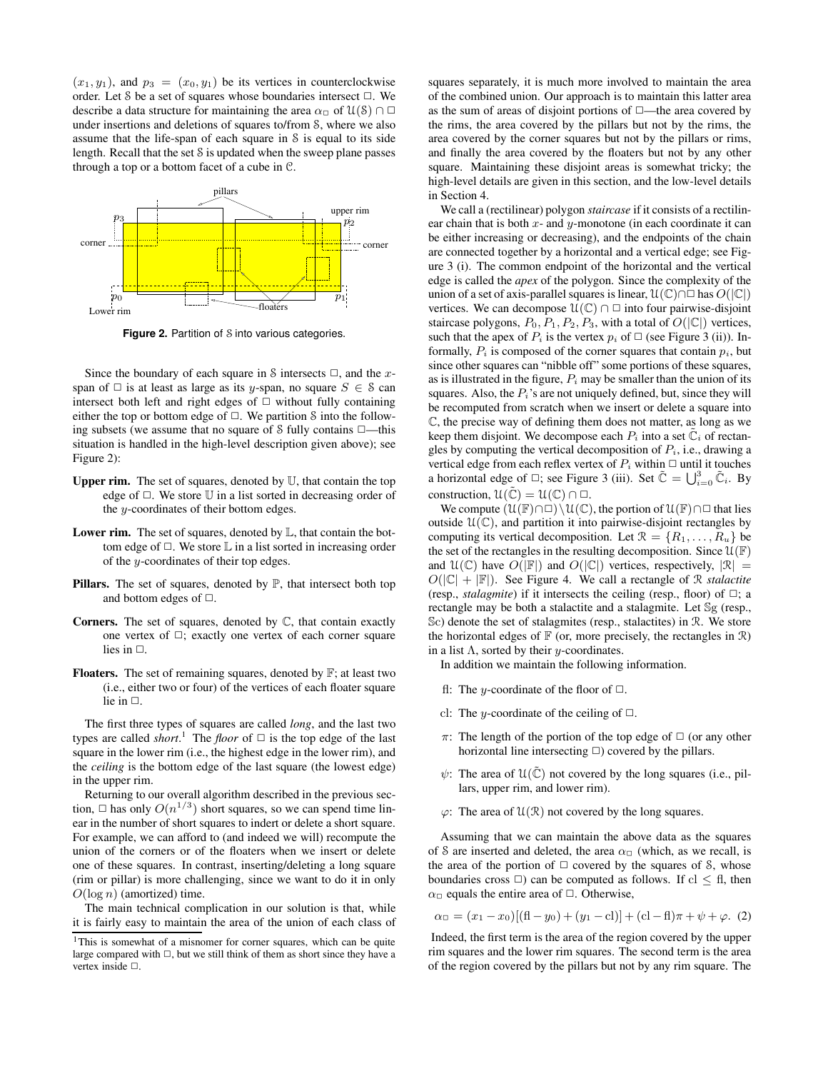$(x_1, y_1)$, and $p_3 = (x_0, y_1)$ be its vertices in counterclockwise order. Let $\mathcal{S}$ be a set of squares whose boundaries intersect $\square$. We describe a data structure for maintaining the area $\alpha_\square$ of $\mathcal{U}(\mathcal{S}) \cap \square$ under insertions and deletions of squares to/from $\mathcal{S}$, where we also assume that the life-span of each square in $\mathcal{S}$ is equal to its side length. Recall that the set $\mathcal{S}$ is updated when the sweep plane passes through a top or a bottom facet of a cube in $\mathcal{C}$.

**Figure 2.** Partition of $\mathcal{S}$ into various categories.

Since the boundary of each square in $\mathcal{S}$ intersects $\square$, and the $x$-span of $\square$ is at least as large as its $y$-span, no square $S \in \mathcal{S}$ can intersect both left and right edges of $\square$ without fully containing either the top or bottom edge of $\square$. We partition $\mathcal{S}$ into the following subsets (we assume that no square of $\mathcal{S}$ fully contains $\square$—this situation is handled in the high-level description given above); see Figure 2):

**Upper rim.** The set of squares, denoted by $\mathbb{U}$, that contain the top edge of $\square$. We store $\mathbb{U}$ in a list sorted in decreasing order of the $y$-coordinates of their bottom edges.

**Lower rim.** The set of squares, denoted by $\mathbb{L}$, that contain the bottom edge of $\square$. We store $\mathbb{L}$ in a list sorted in increasing order of the $y$-coordinates of their top edges.

**Pillars.** The set of squares, denoted by $\mathbb{P}$, that intersect both top and bottom edges of $\square$.

**Corners.** The set of squares, denoted by $\mathbb{C}$, that contain exactly one vertex of $\square$; exactly one vertex of each corner square lies in $\square$.

**Floaters.** The set of remaining squares, denoted by $\mathbb{F}$; at least two (i.e., either two or four) of the vertices of each floater square lie in $\square$.

The first three types of squares are called *long*, and the last two types are called *short*.[1] The *floor* of $\square$ is the top edge of the last square in the lower rim (i.e., the highest edge in the lower rim), and the *ceiling* is the bottom edge of the last square (the lowest edge) in the upper rim.

Returning to our overall algorithm described in the previous section, $\square$ has only $O(n^{1/3})$ short squares, so we can spend time linear in the number of short squares to indert or delete a short square. For example, we can afford to (and indeed we will) recompute the union of the corners or of the floaters when we insert or delete one of these squares. In contrast, inserting/deleting a long square (rim or pillar) is more challenging, since we want to do it in only $O(\log n)$ (amortized) time.

The main technical complication in our solution is that, while it is fairly easy to maintain the area of the union of each class of squares separately, it is much more involved to maintain the area of the combined union. Our approach is to maintain this latter area as the sum of areas of disjoint portions of $\square$—the area covered by the rims, the area covered by the pillars but not by the rims, the area covered by the corner squares but not by the pillars or rims, and finally the area covered by the floaters but not by any other square. Maintaining these disjoint areas is somewhat tricky; the high-level details are given in this section, and the low-level details in Section 4.

We call a (rectilinear) polygon *staircase* if it consists of a rectilinear chain that is both $x$- and $y$-monotone (in each coordinate it can be either increasing or decreasing), and the endpoints of the chain are connected together by a horizontal and a vertical edge; see Figure 3 (i). The common endpoint of the horizontal and the vertical edge is called the *apex* of the polygon. Since the complexity of the union of a set of axis-parallel squares is linear, $\mathcal{U}(\mathbb{C}) \cap \square$ has $O(|\mathbb{C}|)$ vertices. We can decompose $\mathcal{U}(\mathbb{C}) \cap \square$ into four pairwise-disjoint staircase polygons, $P_0, P_1, P_2, P_3$, with a total of $O(|\mathbb{C}|)$ vertices, such that the apex of $P_i$ is the vertex $p_i$ of $\square$ (see Figure 3 (ii)). Informally, $P_i$ is composed of the corner squares that contain $p_i$, but since other squares can "nibble off" some portions of these squares, as is illustrated in the figure, $P_i$ may be smaller than the union of its squares. Also, the $P_i$'s are not uniquely defined, but, since they will be recomputed from scratch when we insert or delete a square into $\mathbb{C}$, the precise way of defining them does not matter, as long as we keep them disjoint. We decompose each $P_i$ into a set $\tilde{\mathbb{C}}_i$ of rectangles by computing the vertical decomposition of $P_i$, i.e., drawing a vertical edge from each reflex vertex of $P_i$ within $\square$ until it touches a horizontal edge of $\square$; see Figure 3 (iii). Set $\tilde{\mathbb{C}} = \bigcup_{i=0}^{3} \tilde{\mathbb{C}}_i$. By construction, $\mathcal{U}(\tilde{\mathbb{C}}) = \mathcal{U}(\mathbb{C}) \cap \square$.

We compute $(\mathcal{U}(\mathbb{F}) \cap \square) \setminus \mathcal{U}(\mathbb{C})$, the portion of $\mathcal{U}(\mathbb{F}) \cap \square$ that lies outside $\mathcal{U}(\mathbb{C})$, and partition it into pairwise-disjoint rectangles by computing its vertical decomposition. Let $\mathcal{R} = \{R_1, \ldots, R_u\}$ be the set of the rectangles in the resulting decomposition. Since $\mathcal{U}(\mathbb{F})$ and $\mathcal{U}(\mathbb{C})$ have $O(|\mathbb{F}|)$ and $O(|\mathbb{C}|)$ vertices, respectively, $|\mathcal{R}| = O(|\mathbb{C}| + |\mathbb{F}|)$. See Figure 4. We call a rectangle of $\mathcal{R}$ *stalactite* (resp., *stalagmite*) if it intersects the ceiling (resp., floor) of $\square$; a rectangle may be both a stalactite and a stalagmite. Let $\mathbb{S}\mathrm{g}$ (resp., $\mathbb{S}\mathrm{c}$) denote the set of stalagmites (resp., stalactites) in $\mathcal{R}$. We store the horizontal edges of $\mathbb{F}$ (or, more precisely, the rectangles in $\mathcal{R}$) in a list $\Lambda$, sorted by their $y$-coordinates.

In addition we maintain the following information.

- fl: The $y$-coordinate of the floor of $\square$.
- cl: The $y$-coordinate of the ceiling of $\square$.
- $\pi$: The length of the portion of the top edge of $\square$ (or any other horizontal line intersecting $\square$) covered by the pillars.
- $\psi$: The area of $\mathcal{U}(\tilde{\mathbb{C}})$ not covered by the long squares (i.e., pillars, upper rim, and lower rim).
- $\varphi$: The area of $\mathcal{U}(\mathcal{R})$ not covered by the long squares.

Assuming that we can maintain the above data as the squares of $\mathcal{S}$ are inserted and deleted, the area $\alpha_\square$ (which, as we recall, is the area of the portion of $\square$ covered by the squares of $\mathcal{S}$, whose boundaries cross $\square$) can be computed as follows. If $\mathrm{cl} \le \mathrm{fl}$, then $\alpha_\square$ equals the entire area of $\square$. Otherwise,

$$\alpha_\square = (x_1 - x_0)[(\mathrm{fl} - y_0) + (y_1 - \mathrm{cl})] + (\mathrm{cl} - \mathrm{fl})\pi + \psi + \varphi. \quad (2)$$

Indeed, the first term is the area of the region covered by the upper rim squares and the lower rim squares. The second term is the area of the region covered by the pillars but not by any rim square. The

[1] This is somewhat of a misnomer for corner squares, which can be quite large compared with $\square$, but we still think of them as short since they have a vertex inside $\square$.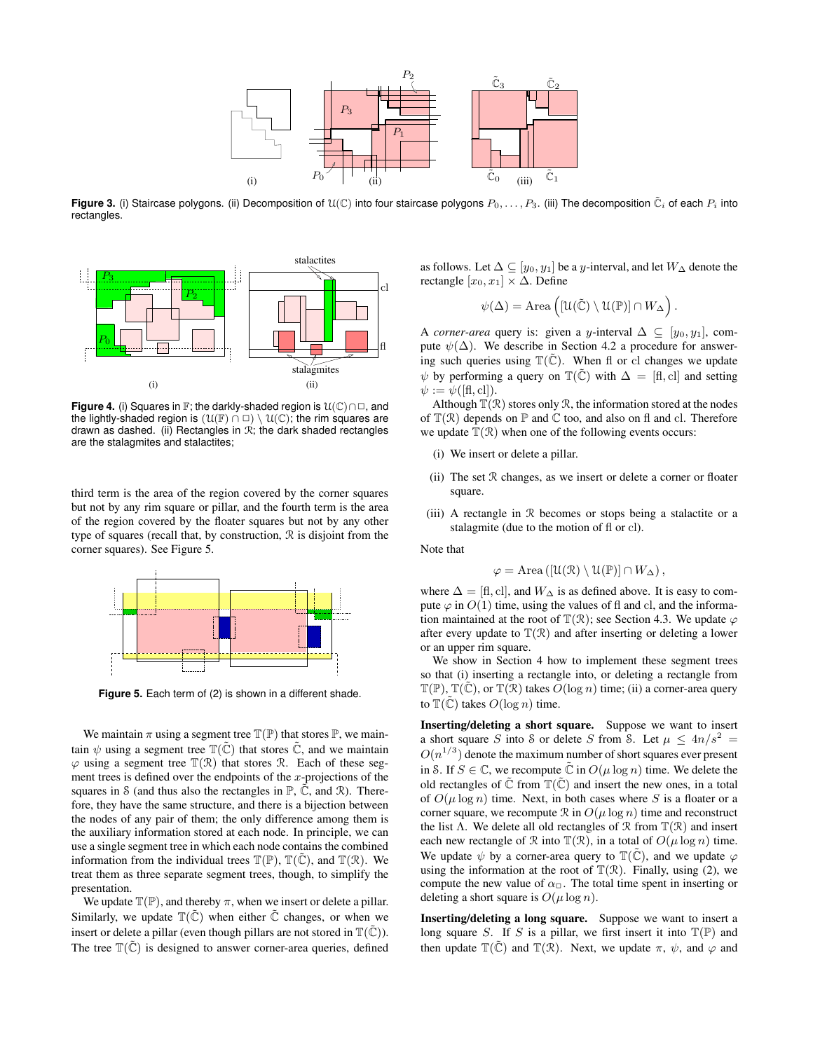**Figure 3.** (i) Staircase polygons. (ii) Decomposition of $\mathcal{U}(\mathbb{C})$ into four staircase polygons $P_0, \ldots, P_3$. (iii) The decomposition $\tilde{\mathbb{C}}_i$ of each $P_i$ into rectangles.

**Figure 4.** (i) Squares in $\mathbb{F}$; the darkly-shaded region is $\mathcal{U}(\mathbb{C}) \cap \square$, and the lightly-shaded region is $(\mathcal{U}(\mathbb{F}) \cap \square) \setminus \mathcal{U}(\mathbb{C})$; the rim squares are drawn as dashed. (ii) Rectangles in $\mathcal{R}$; the dark shaded rectangles are the stalagmites and stalactites;

third term is the area of the region covered by the corner squares but not by any rim square or pillar, and the fourth term is the area of the region covered by the floater squares but not by any other type of squares (recall that, by construction, $\mathcal{R}$ is disjoint from the corner squares). See Figure 5.

**Figure 5.** Each term of (2) is shown in a different shade.

We maintain $\pi$ using a segment tree $\mathbb{T}(\mathbb{P})$ that stores $\mathbb{P}$, we maintain $\psi$ using a segment tree $\mathbb{T}(\tilde{\mathbb{C}})$ that stores $\tilde{\mathbb{C}}$, and we maintain $\varphi$ using a segment tree $\mathbb{T}(\mathcal{R})$ that stores $\mathcal{R}$. Each of these segment trees is defined over the endpoints of the $x$-projections of the squares in $\mathcal{S}$ (and thus also the rectangles in $\mathbb{P}$, $\tilde{\mathbb{C}}$, and $\mathcal{R}$). Therefore, they have the same structure, and there is a bijection between the nodes of any pair of them; the only difference among them is the auxiliary information stored at each node. In principle, we can use a single segment tree in which each node contains the combined information from the individual trees $\mathbb{T}(\mathbb{P})$, $\mathbb{T}(\tilde{\mathbb{C}})$, and $\mathbb{T}(\mathcal{R})$. We treat them as three separate segment trees, though, to simplify the presentation.

We update $\mathbb{T}(\mathbb{P})$, and thereby $\pi$, when we insert or delete a pillar. Similarly, we update $\mathbb{T}(\tilde{\mathbb{C}})$ when either $\tilde{\mathbb{C}}$ changes, or when we insert or delete a pillar (even though pillars are not stored in $\mathbb{T}(\tilde{\mathbb{C}})$). The tree $\mathbb{T}(\tilde{\mathbb{C}})$ is designed to answer corner-area queries, defined as follows. Let $\Delta \subseteq [y_0, y_1]$ be a $y$-interval, and let $W_\Delta$ denote the rectangle $[x_0, x_1] \times \Delta$. Define

$$\psi(\Delta) = \text{Area}\left( [\mathcal{U}(\tilde{\mathbb{C}}) \setminus \mathcal{U}(\mathbb{P})] \cap W_\Delta \right).$$

A *corner-area* query is: given a $y$-interval $\Delta \subseteq [y_0, y_1]$, compute $\psi(\Delta)$. We describe in Section 4.2 a procedure for answering such queries using $\mathbb{T}(\tilde{\mathbb{C}})$. When fl or cl changes we update $\psi$ by performing a query on $\mathbb{T}(\tilde{\mathbb{C}})$ with $\Delta = [\text{fl}, \text{cl}]$ and setting $\psi := \psi([\text{fl}, \text{cl}])$.

Although $\mathbb{T}(\mathcal{R})$ stores only $\mathcal{R}$, the information stored at the nodes of $\mathbb{T}(\mathcal{R})$ depends on $\mathbb{P}$ and $\mathbb{C}$ too, and also on fl and cl. Therefore we update $\mathbb{T}(\mathcal{R})$ when one of the following events occurs:

(i) We insert or delete a pillar.

(ii) The set $\mathcal{R}$ changes, as we insert or delete a corner or floater square.

(iii) A rectangle in $\mathcal{R}$ becomes or stops being a stalactite or a stalagmite (due to the motion of fl or cl).

Note that

$$\varphi = \text{Area}\left( [\mathcal{U}(\mathcal{R}) \setminus \mathcal{U}(\mathbb{P})] \cap W_\Delta \right),$$

where $\Delta = [\text{fl}, \text{cl}]$, and $W_\Delta$ is as defined above. It is easy to compute $\varphi$ in $O(1)$ time, using the values of fl and cl, and the information maintained at the root of $\mathbb{T}(\mathcal{R})$; see Section 4.3. We update $\varphi$ after every update to $\mathbb{T}(\mathcal{R})$ and after inserting or deleting a lower or an upper rim square.

We show in Section 4 how to implement these segment trees so that (i) inserting a rectangle into, or deleting a rectangle from $\mathbb{T}(\mathbb{P})$, $\mathbb{T}(\tilde{\mathbb{C}})$, or $\mathbb{T}(\mathcal{R})$ takes $O(\log n)$ time; (ii) a corner-area query to $\mathbb{T}(\tilde{\mathbb{C}})$ takes $O(\log n)$ time.

**Inserting/deleting a short square.** Suppose we want to insert a short square $S$ into $\mathcal{S}$ or delete $S$ from $\mathcal{S}$. Let $\mu \leq 4n/s^2 = O(n^{1/3})$ denote the maximum number of short squares ever present in $\mathcal{S}$. If $S \in \mathbb{C}$, we recompute $\tilde{\mathbb{C}}$ in $O(\mu \log n)$ time. We delete the old rectangles of $\tilde{\mathbb{C}}$ from $\mathbb{T}(\tilde{\mathbb{C}})$ and insert the new ones, in a total of $O(\mu \log n)$ time. Next, in both cases where $S$ is a floater or a corner square, we recompute $\mathcal{R}$ in $O(\mu \log n)$ time and reconstruct the list $\Lambda$. We delete all old rectangles of $\mathcal{R}$ from $\mathbb{T}(\mathcal{R})$ and insert each new rectangle of $\mathcal{R}$ into $\mathbb{T}(\mathcal{R})$, in a total of $O(\mu \log n)$ time. We update $\psi$ by a corner-area query to $\mathbb{T}(\tilde{\mathbb{C}})$, and we update $\varphi$ using the information at the root of $\mathbb{T}(\mathcal{R})$. Finally, using (2), we compute the new value of $\alpha_\square$. The total time spent in inserting or deleting a short square is $O(\mu \log n)$.

**Inserting/deleting a long square.** Suppose we want to insert a long square $S$. If $S$ is a pillar, we first insert it into $\mathbb{T}(\mathbb{P})$ and then update $\mathbb{T}(\tilde{\mathbb{C}})$ and $\mathbb{T}(\mathcal{R})$. Next, we update $\pi$, $\psi$, and $\varphi$ and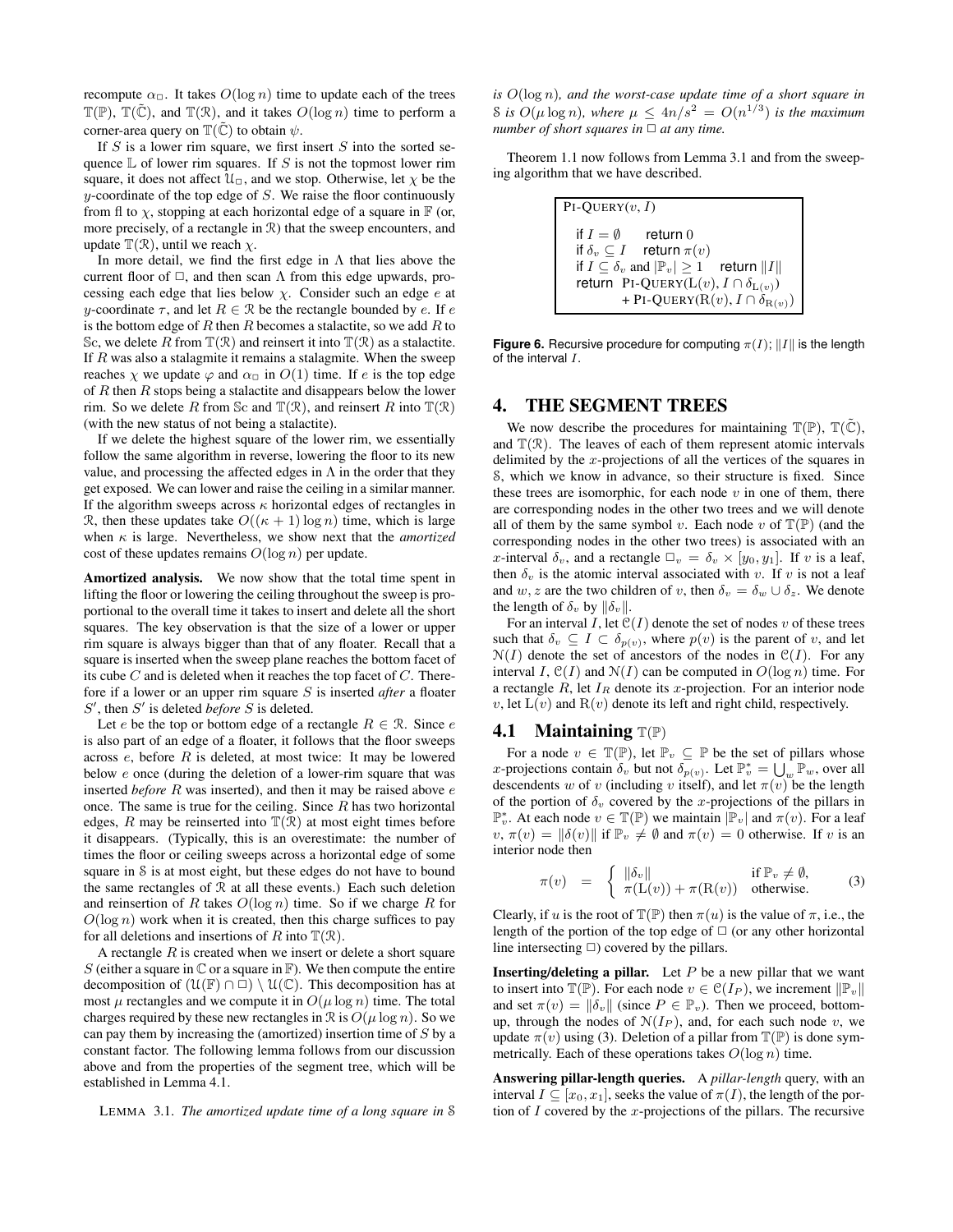recompute $\alpha_\Box$. It takes $O(\log n)$ time to update each of the trees $\mathbb{T}(\mathbb{P})$, $\mathbb{T}(\tilde{\mathbb{C}})$, and $\mathbb{T}(\mathcal{R})$, and it takes $O(\log n)$ time to perform a corner-area query on $\mathbb{T}(\tilde{\mathbb{C}})$ to obtain $\psi$.

If $S$ is a lower rim square, we first insert $S$ into the sorted sequence $\mathbb{L}$ of lower rim squares. If $S$ is not the topmost lower rim square, it does not affect $\mathcal{U}_\Box$, and we stop. Otherwise, let $\chi$ be the $y$-coordinate of the top edge of $S$. We raise the floor continuously from fl to $\chi$, stopping at each horizontal edge of a square in $\mathbb{F}$ (or, more precisely, of a rectangle in $\mathcal{R}$) that the sweep encounters, and update $\mathbb{T}(\mathcal{R})$, until we reach $\chi$.

In more detail, we find the first edge in $\Lambda$ that lies above the current floor of $\Box$, and then scan $\Lambda$ from this edge upwards, processing each edge that lies below $\chi$. Consider such an edge $e$ at $y$-coordinate $\tau$, and let $R \in \mathcal{R}$ be the rectangle bounded by $e$. If $e$ is the bottom edge of $R$ then $R$ becomes a stalactite, so we add $R$ to $\mathbb{S}$c, we delete $R$ from $\mathbb{T}(\mathcal{R})$ and reinsert it into $\mathbb{T}(\mathcal{R})$ as a stalactite. If $R$ was also a stalagmite it remains a stalagmite. When the sweep reaches $\chi$ we update $\varphi$ and $\alpha_\Box$ in $O(1)$ time. If $e$ is the top edge of $R$ then $R$ stops being a stalactite and disappears below the lower rim. So we delete $R$ from $\mathbb{S}$c and $\mathbb{T}(\mathcal{R})$, and reinsert $R$ into $\mathbb{T}(\mathcal{R})$ (with the new status of not being a stalactite).

If we delete the highest square of the lower rim, we essentially follow the same algorithm in reverse, lowering the floor to its new value, and processing the affected edges in $\Lambda$ in the order that they get exposed. We can lower and raise the ceiling in a similar manner. If the algorithm sweeps across $\kappa$ horizontal edges of rectangles in $\mathcal{R}$, then these updates take $O((\kappa+1)\log n)$ time, which is large when $\kappa$ is large. Nevertheless, we show next that the *amortized* cost of these updates remains $O(\log n)$ per update.

**Amortized analysis.** We now show that the total time spent in lifting the floor or lowering the ceiling throughout the sweep is proportional to the overall time it takes to insert and delete all the short squares. The key observation is that the size of a lower or upper rim square is always bigger than that of any floater. Recall that a square is inserted when the sweep plane reaches the bottom facet of its cube $C$ and is deleted when it reaches the top facet of $C$. Therefore if a lower or an upper rim square $S$ is inserted *after* a floater $S'$, then $S'$ is deleted *before* $S$ is deleted.

Let $e$ be the top or bottom edge of a rectangle $R \in \mathcal{R}$. Since $e$ is also part of an edge of a floater, it follows that the floor sweeps across $e$, before $R$ is deleted, at most twice: It may be lowered below $e$ once (during the deletion of a lower-rim square that was inserted *before* $R$ was inserted), and then it may be raised above $e$ once. The same is true for the ceiling. Since $R$ has two horizontal edges, $R$ may be reinserted into $\mathbb{T}(\mathcal{R})$ at most eight times before it disappears. (Typically, this is an overestimate: the number of times the floor or ceiling sweeps across a horizontal edge of some square in $\mathcal{S}$ is at most eight, but these edges do not have to bound the same rectangles of $\mathcal{R}$ at all these events.) Each such deletion and reinsertion of $R$ takes $O(\log n)$ time. So if we charge $R$ for $O(\log n)$ work when it is created, then this charge suffices to pay for all deletions and insertions of $R$ into $\mathbb{T}(\mathcal{R})$.

A rectangle $R$ is created when we insert or delete a short square $S$ (either a square in $\mathbb{C}$ or a square in $\mathbb{F}$). We then compute the entire decomposition of $(\mathcal{U}(\mathbb{F}) \cap \Box) \setminus \mathcal{U}(\mathbb{C})$. This decomposition has at most $\mu$ rectangles and we compute it in $O(\mu \log n)$ time. The total charges required by these new rectangles in $\mathcal{R}$ is $O(\mu \log n)$. So we can pay them by increasing the (amortized) insertion time of $S$ by a constant factor. The following lemma follows from our discussion above and from the properties of the segment tree, which will be established in Lemma 4.1.

LEMMA 3.1. *The amortized update time of a long square in $\mathcal{S}$ is $O(\log n)$, and the worst-case update time of a short square in $\mathcal{S}$ is $O(\mu \log n)$, where $\mu \le 4n/s^2 = O(n^{1/3})$ is the maximum number of short squares in $\Box$ at any time.*

Theorem 1.1 now follows from Lemma 3.1 and from the sweeping algorithm that we have described.

```
PI-QUERY(v, I)

  if I = ∅        return 0
  if δ_v ⊆ I      return π(v)
  if I ⊆ δ_v and |P_v| ≥ 1    return ||I||
  return  PI-QUERY(L(v), I ∩ δ_L(v))
        + PI-QUERY(R(v), I ∩ δ_R(v))
```

**Figure 6.** Recursive procedure for computing $\pi(I)$; $\|I\|$ is the length of the interval $I$.

## 4. THE SEGMENT TREES

We now describe the procedures for maintaining $\mathbb{T}(\mathbb{P})$, $\mathbb{T}(\tilde{\mathbb{C}})$, and $\mathbb{T}(\mathcal{R})$. The leaves of each of them represent atomic intervals delimited by the $x$-projections of all the vertices of the squares in $\mathcal{S}$, which we know in advance, so their structure is fixed. Since these trees are isomorphic, for each node $v$ in one of them, there are corresponding nodes in the other two trees and we will denote all of them by the same symbol $v$. Each node $v$ of $\mathbb{T}(\mathbb{P})$ (and the corresponding nodes in the other two trees) is associated with an $x$-interval $\delta_v$, and a rectangle $\Box_v = \delta_v \times [y_0, y_1]$. If $v$ is a leaf, then $\delta_v$ is the atomic interval associated with $v$. If $v$ is not a leaf and $w, z$ are the two children of $v$, then $\delta_v = \delta_w \cup \delta_z$. We denote the length of $\delta_v$ by $\|\delta_v\|$.

For an interval $I$, let $\mathcal{C}(I)$ denote the set of nodes $v$ of these trees such that $\delta_v \subseteq I \subset \delta_{p(v)}$, where $p(v)$ is the parent of $v$, and let $\mathcal{N}(I)$ denote the set of ancestors of the nodes in $\mathcal{C}(I)$. For any interval $I$, $\mathcal{C}(I)$ and $\mathcal{N}(I)$ can be computed in $O(\log n)$ time. For a rectangle $R$, let $I_R$ denote its $x$-projection. For an interior node $v$, let $\mathrm{L}(v)$ and $\mathrm{R}(v)$ denote its left and right child, respectively.

### 4.1 Maintaining $\mathbb{T}(\mathbb{P})$

For a node $v \in \mathbb{T}(\mathbb{P})$, let $\mathbb{P}_v \subseteq \mathbb{P}$ be the set of pillars whose $x$-projections contain $\delta_v$ but not $\delta_{p(v)}$. Let $\mathbb{P}_v^* = \bigcup_w \mathbb{P}_w$, over all descendents $w$ of $v$ (including $v$ itself), and let $\pi(v)$ be the length of the portion of $\delta_v$ covered by the $x$-projections of the pillars in $\mathbb{P}_v^*$. At each node $v \in \mathbb{T}(\mathbb{P})$ we maintain $|\mathbb{P}_v|$ and $\pi(v)$. For a leaf $v$, $\pi(v) = \|\delta(v)\|$ if $\mathbb{P}_v \neq \emptyset$ and $\pi(v) = 0$ otherwise. If $v$ is an interior node then

$$\pi(v) \quad = \quad \begin{cases} \|\delta_v\| & \text{if } \mathbb{P}_v \neq \emptyset, \\ \pi(\mathrm{L}(v)) + \pi(\mathrm{R}(v)) & \text{otherwise.} \end{cases} \tag{3}$$

Clearly, if $u$ is the root of $\mathbb{T}(\mathbb{P})$ then $\pi(u)$ is the value of $\pi$, i.e., the length of the portion of the top edge of $\Box$ (or any other horizontal line intersecting $\Box$) covered by the pillars.

**Inserting/deleting a pillar.** Let $P$ be a new pillar that we want to insert into $\mathbb{T}(\mathbb{P})$. For each node $v \in \mathcal{C}(I_P)$, we increment $\|\mathbb{P}_v\|$ and set $\pi(v) = \|\delta_v\|$ (since $P \in \mathbb{P}_v$). Then we proceed, bottom-up, through the nodes of $\mathcal{N}(I_P)$, and, for each such node $v$, we update $\pi(v)$ using (3). Deletion of a pillar from $\mathbb{T}(\mathbb{P})$ is done symmetrically. Each of these operations takes $O(\log n)$ time.

**Answering pillar-length queries.** A *pillar-length* query, with an interval $I \subseteq [x_0, x_1]$, seeks the value of $\pi(I)$, the length of the portion of $I$ covered by the $x$-projections of the pillars. The recursive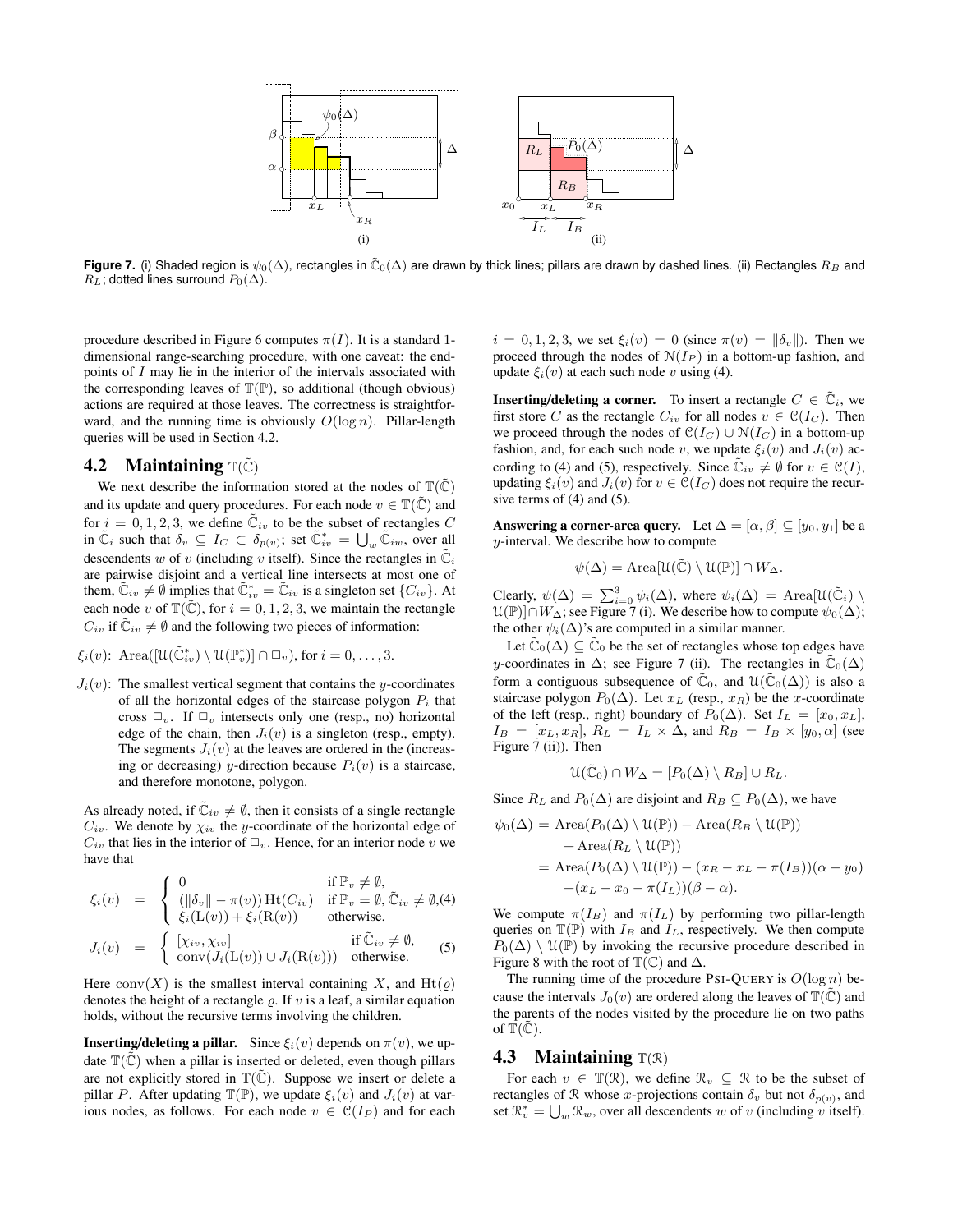Figure 7. (i) Shaded region is $\psi_0(\Delta)$, rectangles in $\tilde{\mathbb{C}}_0(\Delta)$ are drawn by thick lines; pillars are drawn by dashed lines. (ii) Rectangles $R_B$ and $R_L$; dotted lines surround $P_0(\Delta)$.

procedure described in Figure 6 computes $\pi(I)$. It is a standard 1-dimensional range-searching procedure, with one caveat: the endpoints of $I$ may lie in the interior of the intervals associated with the corresponding leaves of $\mathbb{T}(\mathbb{P})$, so additional (though obvious) actions are required at those leaves. The correctness is straightforward, and the running time is obviously $O(\log n)$. Pillar-length queries will be used in Section 4.2.

## 4.2 Maintaining $\mathbb{T}(\tilde{\mathbb{C}})$

We next describe the information stored at the nodes of $\mathbb{T}(\tilde{\mathbb{C}})$ and its update and query procedures. For each node $v \in \mathbb{T}(\tilde{\mathbb{C}})$ and for $i = 0, 1, 2, 3$, we define $\tilde{\mathbb{C}}_{iv}$ to be the subset of rectangles $C$ in $\tilde{\mathbb{C}}_i$ such that $\delta_v \subseteq I_C \subset \delta_{p(v)}$; set $\tilde{\mathbb{C}}^*_{iv} = \bigcup_w \tilde{\mathbb{C}}_{iw}$, over all descendents $w$ of $v$ (including $v$ itself). Since the rectangles in $\tilde{\mathbb{C}}_i$ are pairwise disjoint and a vertical line intersects at most one of them, $\tilde{\mathbb{C}}_{iv} \neq \emptyset$ implies that $\tilde{\mathbb{C}}^*_{iv} = \tilde{\mathbb{C}}_{iv}$ is a singleton set $\{C_{iv}\}$. At each node $v$ of $\mathbb{T}(\tilde{\mathbb{C}})$, for $i = 0, 1, 2, 3$, we maintain the rectangle $C_{iv}$ if $\tilde{\mathbb{C}}_{iv} \neq \emptyset$ and the following two pieces of information:

$\xi_i(v)$: $\text{Area}([\mathcal{U}(\tilde{\mathbb{C}}^*_{iv}) \setminus \mathcal{U}(\mathbb{P}^*_v)] \cap \square_v)$, for $i = 0, \ldots, 3$.

$J_i(v)$: The smallest vertical segment that contains the $y$-coordinates of all the horizontal edges of the staircase polygon $P_i$ that cross $\square_v$. If $\square_v$ intersects only one (resp., no) horizontal edge of the chain, then $J_i(v)$ is a singleton (resp., empty). The segments $J_i(v)$ at the leaves are ordered in the (increasing or decreasing) $y$-direction because $P_i(v)$ is a staircase, and therefore monotone, polygon.

As already noted, if $\tilde{\mathbb{C}}_{iv} \neq \emptyset$, then it consists of a single rectangle $C_{iv}$. We denote by $\chi_{iv}$ the $y$-coordinate of the horizontal edge of $C_{iv}$ that lies in the interior of $\square_v$. Hence, for an interior node $v$ we have that

$$\xi_i(v) = \begin{cases} 0 & \text{if } \mathbb{P}_v \neq \emptyset, \\ (\|\delta_v\| - \pi(v)) \, \text{Ht}(C_{iv}) & \text{if } \mathbb{P}_v = \emptyset, \tilde{\mathbb{C}}_{iv} \neq \emptyset, \\ \xi_i(\text{L}(v)) + \xi_i(\text{R}(v)) & \text{otherwise.} \end{cases} \quad (4)$$

$$J_i(v) = \begin{cases} [\chi_{iv}, \chi_{iv}] & \text{if } \tilde{\mathbb{C}}_{iv} \neq \emptyset, \\ \text{conv}(J_i(\text{L}(v)) \cup J_i(\text{R}(v))) & \text{otherwise.} \end{cases} \quad (5)$$

Here $\text{conv}(X)$ is the smallest interval containing $X$, and $\text{Ht}(\varrho)$ denotes the height of a rectangle $\varrho$. If $v$ is a leaf, a similar equation holds, without the recursive terms involving the children.

**Inserting/deleting a pillar.** Since $\xi_i(v)$ depends on $\pi(v)$, we update $\mathbb{T}(\tilde{\mathbb{C}})$ when a pillar is inserted or deleted, even though pillars are not explicitly stored in $\mathbb{T}(\tilde{\mathbb{C}})$. Suppose we insert or delete a pillar $P$. After updating $\mathbb{T}(\mathbb{P})$, we update $\xi_i(v)$ and $J_i(v)$ at various nodes, as follows. For each node $v \in \mathcal{C}(I_P)$ and for each $i = 0, 1, 2, 3$, we set $\xi_i(v) = 0$ (since $\pi(v) = \|\delta_v\|$). Then we proceed through the nodes of $\mathcal{N}(I_P)$ in a bottom-up fashion, and update $\xi_i(v)$ at each such node $v$ using (4).

**Inserting/deleting a corner.** To insert a rectangle $C \in \tilde{\mathbb{C}}_i$, we first store $C$ as the rectangle $C_{iv}$ for all nodes $v \in \mathcal{C}(I_C)$. Then we proceed through the nodes of $\mathcal{C}(I_C) \cup \mathcal{N}(I_C)$ in a bottom-up fashion, and, for each such node $v$, we update $\xi_i(v)$ and $J_i(v)$ according to (4) and (5), respectively. Since $\tilde{\mathbb{C}}_{iv} \neq \emptyset$ for $v \in \mathcal{C}(I)$, updating $\xi_i(v)$ and $J_i(v)$ for $v \in \mathcal{C}(I_C)$ does not require the recursive terms of (4) and (5).

**Answering a corner-area query.** Let $\Delta = [\alpha, \beta] \subseteq [y_0, y_1]$ be a $y$-interval. We describe how to compute

$$\psi(\Delta) = \text{Area}[\mathcal{U}(\tilde{\mathbb{C}}) \setminus \mathcal{U}(\mathbb{P})] \cap W_\Delta.$$

Clearly, $\psi(\Delta) = \sum_{i=0}^{3} \psi_i(\Delta)$, where $\psi_i(\Delta) = \text{Area}[\mathcal{U}(\tilde{\mathbb{C}}_i) \setminus \mathcal{U}(\mathbb{P})] \cap W_\Delta$; see Figure 7 (i). We describe how to compute $\psi_0(\Delta)$; the other $\psi_i(\Delta)$'s are computed in a similar manner.

Let $\tilde{\mathbb{C}}_0(\Delta) \subseteq \tilde{\mathbb{C}}_0$ be the set of rectangles whose top edges have $y$-coordinates in $\Delta$; see Figure 7 (ii). The rectangles in $\tilde{\mathbb{C}}_0(\Delta)$ form a contiguous subsequence of $\tilde{\mathbb{C}}_0$, and $\mathcal{U}(\tilde{\mathbb{C}}_0(\Delta))$ is also a staircase polygon $P_0(\Delta)$. Let $x_L$ (resp., $x_R$) be the $x$-coordinate of the left (resp., right) boundary of $P_0(\Delta)$. Set $I_L = [x_0, x_L]$, $I_B = [x_L, x_R]$, $R_L = I_L \times \Delta$, and $R_B = I_B \times [y_0, \alpha]$ (see Figure 7 (ii)). Then

$$\mathcal{U}(\tilde{\mathbb{C}}_0) \cap W_\Delta = [P_0(\Delta) \setminus R_B] \cup R_L.$$

Since $R_L$ and $P_0(\Delta)$ are disjoint and $R_B \subseteq P_0(\Delta)$, we have

$$\begin{aligned} \psi_0(\Delta) &= \text{Area}(P_0(\Delta) \setminus \mathcal{U}(\mathbb{P})) - \text{Area}(R_B \setminus \mathcal{U}(\mathbb{P})) \\ &\quad + \text{Area}(R_L \setminus \mathcal{U}(\mathbb{P})) \\ &= \text{Area}(P_0(\Delta) \setminus \mathcal{U}(\mathbb{P})) - (x_R - x_L - \pi(I_B))(\alpha - y_0) \\ &\quad + (x_L - x_0 - \pi(I_L))(\beta - \alpha). \end{aligned}$$

We compute $\pi(I_B)$ and $\pi(I_L)$ by performing two pillar-length queries on $\mathbb{T}(\mathbb{P})$ with $I_B$ and $I_L$, respectively. We then compute $P_0(\Delta) \setminus \mathcal{U}(\mathbb{P})$ by invoking the recursive procedure described in Figure 8 with the root of $\mathbb{T}(\mathbb{C})$ and $\Delta$.

The running time of the procedure PSI-QUERY is $O(\log n)$ because the intervals $J_0(v)$ are ordered along the leaves of $\mathbb{T}(\tilde{\mathbb{C}})$ and the parents of the nodes visited by the procedure lie on two paths of $\mathbb{T}(\tilde{\mathbb{C}})$.

## 4.3 Maintaining $\mathbb{T}(\mathcal{R})$

For each $v \in \mathbb{T}(\mathcal{R})$, we define $\mathcal{R}_v \subseteq \mathcal{R}$ to be the subset of rectangles of $\mathcal{R}$ whose $x$-projections contain $\delta_v$ but not $\delta_{p(v)}$, and set $\mathcal{R}^*_v = \bigcup_w \mathcal{R}_w$, over all descendents $w$ of $v$ (including $v$ itself).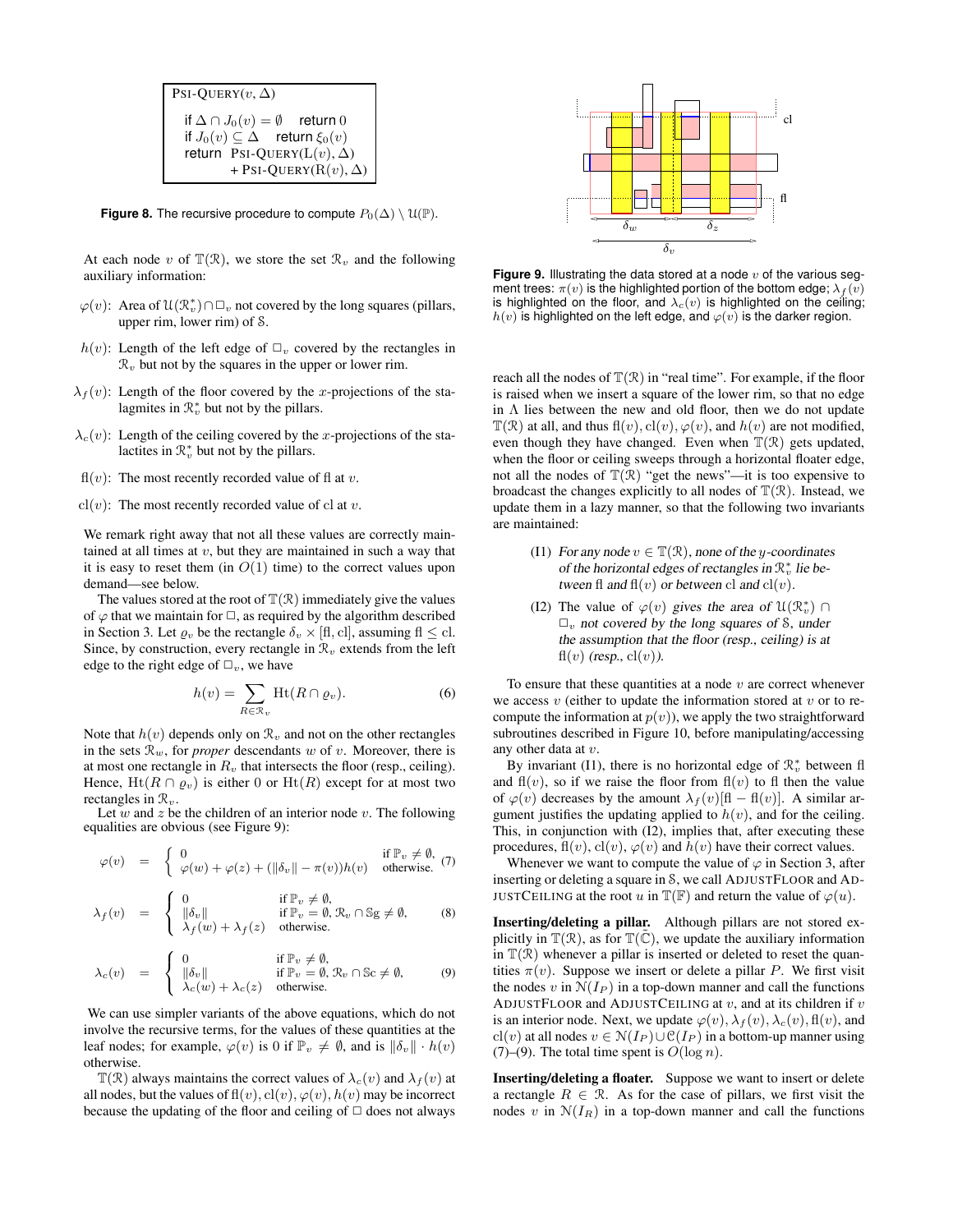```
PSI-QUERY(v, Δ)

  if Δ ∩ J_0(v) = ∅     return 0
  if J_0(v) ⊆ Δ    return ξ_0(v)
  return  PSI-QUERY(L(v), Δ)
          + PSI-QUERY(R(v), Δ)
```

**Figure 8.** The recursive procedure to compute $P_0(\Delta) \setminus \mathcal{U}(\mathbb{P})$.

At each node $v$ of $\mathbb{T}(\mathcal{R})$, we store the set $\mathcal{R}_v$ and the following auxiliary information:

- $\varphi(v)$: Area of $\mathcal{U}(\mathcal{R}_v^*) \cap \Box_v$ not covered by the long squares (pillars, upper rim, lower rim) of $\mathcal{S}$.
- $h(v)$: Length of the left edge of $\Box_v$ covered by the rectangles in $\mathcal{R}_v$ but not by the squares in the upper or lower rim.
- $\lambda_f(v)$: Length of the floor covered by the $x$-projections of the stalagmites in $\mathcal{R}_v^*$ but not by the pillars.
- $\lambda_c(v)$: Length of the ceiling covered by the $x$-projections of the stalactites in $\mathcal{R}_v^*$ but not by the pillars.
- $\mathrm{fl}(v)$: The most recently recorded value of fl at $v$.
- $\mathrm{cl}(v)$: The most recently recorded value of cl at $v$.

We remark right away that not all these values are correctly maintained at all times at $v$, but they are maintained in such a way that it is easy to reset them (in $O(1)$ time) to the correct values upon demand—see below.

The values stored at the root of $\mathbb{T}(\mathcal{R})$ immediately give the values of $\varphi$ that we maintain for $\Box$, as required by the algorithm described in Section 3. Let $\varrho_v$ be the rectangle $\delta_v \times [\mathrm{fl}, \mathrm{cl}]$, assuming $\mathrm{fl} \le \mathrm{cl}$. Since, by construction, every rectangle in $\mathcal{R}_v$ extends from the left edge to the right edge of $\Box_v$, we have

$$h(v) = \sum_{R \in \mathcal{R}_v} \mathrm{Ht}(R \cap \varrho_v). \tag{6}$$

Note that $h(v)$ depends only on $\mathcal{R}_v$ and not on the other rectangles in the sets $\mathcal{R}_w$, for *proper* descendants $w$ of $v$. Moreover, there is at most one rectangle in $R_v$ that intersects the floor (resp., ceiling). Hence, $\mathrm{Ht}(R \cap \varrho_v)$ is either 0 or $\mathrm{Ht}(R)$ except for at most two rectangles in $\mathcal{R}_v$.

Let $w$ and $z$ be the children of an interior node $v$. The following equalities are obvious (see Figure 9):

$$\varphi(v) = \begin{cases} 0 & \text{if } \mathbb{P}_v \neq \emptyset, \\ \varphi(w) + \varphi(z) + (\|\delta_v\| - \pi(v))h(v) & \text{otherwise.} \end{cases} \tag{7}$$

$$\lambda_f(v) = \begin{cases} 0 & \text{if } \mathbb{P}_v \neq \emptyset, \\ \|\delta_v\| & \text{if } \mathbb{P}_v = \emptyset,\ \mathcal{R}_v \cap \mathbb{S}\mathrm{g} \neq \emptyset, \\ \lambda_f(w) + \lambda_f(z) & \text{otherwise.} \end{cases} \tag{8}$$

$$\lambda_c(v) = \begin{cases} 0 & \text{if } \mathbb{P}_v \neq \emptyset, \\ \|\delta_v\| & \text{if } \mathbb{P}_v = \emptyset,\ \mathcal{R}_v \cap \mathbb{S}\mathrm{c} \neq \emptyset, \\ \lambda_c(w) + \lambda_c(z) & \text{otherwise.} \end{cases} \tag{9}$$

We can use simpler variants of the above equations, which do not involve the recursive terms, for the values of these quantities at the leaf nodes; for example, $\varphi(v)$ is 0 if $\mathbb{P}_v \neq \emptyset$, and is $\|\delta_v\| \cdot h(v)$ otherwise.

$\mathbb{T}(\mathcal{R})$ always maintains the correct values of $\lambda_c(v)$ and $\lambda_f(v)$ at all nodes, but the values of $\mathrm{fl}(v), \mathrm{cl}(v), \varphi(v), h(v)$ may be incorrect because the updating of the floor and ceiling of $\Box$ does not always reach all the nodes of $\mathbb{T}(\mathcal{R})$ in "real time". For example, if the floor is raised when we insert a square of the lower rim, so that no edge in $\Lambda$ lies between the new and old floor, then we do not update $\mathbb{T}(\mathcal{R})$ at all, and thus $\mathrm{fl}(v), \mathrm{cl}(v), \varphi(v)$, and $h(v)$ are not modified, even though they have changed. Even when $\mathbb{T}(\mathcal{R})$ gets updated, when the floor or ceiling sweeps through a horizontal floater edge, not all the nodes of $\mathbb{T}(\mathcal{R})$ "get the news"—it is too expensive to broadcast the changes explicitly to all nodes of $\mathbb{T}(\mathcal{R})$. Instead, we update them in a lazy manner, so that the following two invariants are maintained:

(I1) *For any node $v \in \mathbb{T}(\mathcal{R})$, none of the $y$-coordinates of the horizontal edges of rectangles in $\mathcal{R}_v^*$ lie between* fl *and* $\mathrm{fl}(v)$ *or between* cl *and* $\mathrm{cl}(v)$.

(I2) *The value of $\varphi(v)$ gives the area of $\mathcal{U}(\mathcal{R}_v^*) \cap \Box_v$ not covered by the long squares of $\mathcal{S}$, under the assumption that the floor (resp., ceiling) is at $\mathrm{fl}(v)$ (resp., $\mathrm{cl}(v)$).*

**Figure 9.** Illustrating the data stored at a node $v$ of the various segment trees: $\pi(v)$ is the highlighted portion of the bottom edge; $\lambda_f(v)$ is highlighted on the floor, and $\lambda_c(v)$ is highlighted on the ceiling; $h(v)$ is highlighted on the left edge, and $\varphi(v)$ is the darker region.

To ensure that these quantities at a node $v$ are correct whenever we access $v$ (either to update the information stored at $v$ or to recompute the information at $p(v)$), we apply the two straightforward subroutines described in Figure 10, before manipulating/accessing any other data at $v$.

By invariant (I1), there is no horizontal edge of $\mathcal{R}_v^*$ between fl and $\mathrm{fl}(v)$, so if we raise the floor from $\mathrm{fl}(v)$ to fl then the value of $\varphi(v)$ decreases by the amount $\lambda_f(v)[\mathrm{fl} - \mathrm{fl}(v)]$. A similar argument justifies the updating applied to $h(v)$, and for the ceiling. This, in conjunction with (I2), implies that, after executing these procedures, $\mathrm{fl}(v), \mathrm{cl}(v), \varphi(v)$ and $h(v)$ have their correct values.

Whenever we want to compute the value of $\varphi$ in Section 3, after inserting or deleting a square in $\mathcal{S}$, we call ADJUSTFLOOR and ADJUSTCEILING at the root $u$ in $\mathbb{T}(\mathbb{F})$ and return the value of $\varphi(u)$.

**Inserting/deleting a pillar.** Although pillars are not stored explicitly in $\mathbb{T}(\mathcal{R})$, as for $\mathbb{T}(\hat{\mathbb{C}})$, we update the auxiliary information in $\mathbb{T}(\mathcal{R})$ whenever a pillar is inserted or deleted to reset the quantities $\pi(v)$. Suppose we insert or delete a pillar $P$. We first visit the nodes $v$ in $\mathcal{N}(I_P)$ in a top-down manner and call the functions ADJUSTFLOOR and ADJUSTCEILING at $v$, and at its children if $v$ is an interior node. Next, we update $\varphi(v), \lambda_f(v), \lambda_c(v), \mathrm{fl}(v)$, and $\mathrm{cl}(v)$ at all nodes $v \in \mathcal{N}(I_P) \cup \mathcal{C}(I_P)$ in a bottom-up manner using (7)–(9). The total time spent is $O(\log n)$.

**Inserting/deleting a floater.** Suppose we want to insert or delete a rectangle $R \in \mathcal{R}$. As for the case of pillars, we first visit the nodes $v$ in $\mathcal{N}(I_R)$ in a top-down manner and call the functions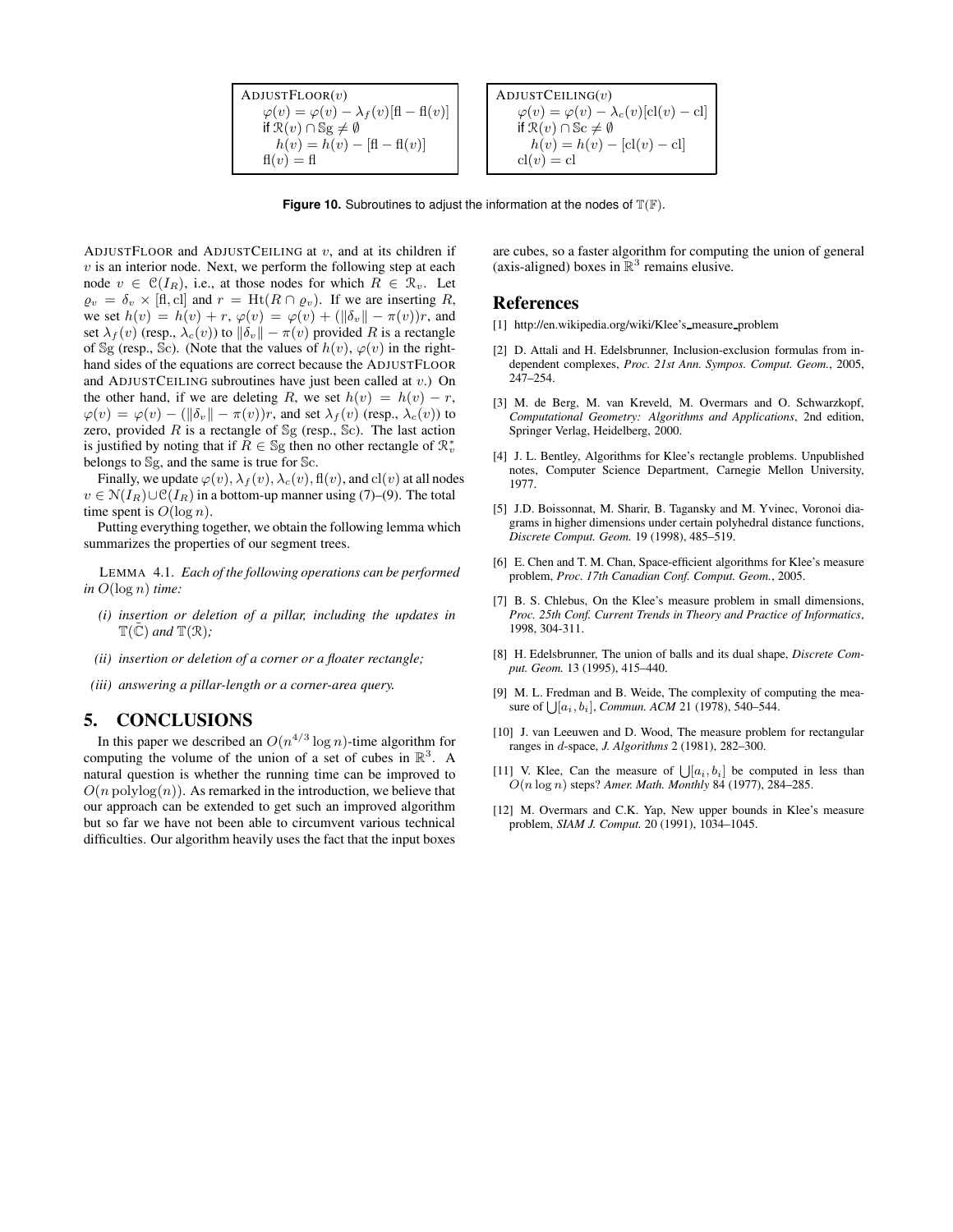```
ADJUSTFLOOR(v)
    φ(v) = φ(v) − λ_f(v)[fl − fl(v)]
    if R(v) ∩ Sg ≠ ∅
        h(v) = h(v) − [fl − fl(v)]
    fl(v) = fl
```

```
ADJUSTCEILING(v)
    φ(v) = φ(v) − λ_c(v)[cl(v) − cl]
    if R(v) ∩ Sc ≠ ∅
        h(v) = h(v) − [cl(v) − cl]
    cl(v) = cl
```

**Figure 10.** Subroutines to adjust the information at the nodes of $\mathbb{T}(\mathbb{F})$.

ADJUSTFLOOR and ADJUSTCEILING at $v$, and at its children if $v$ is an interior node. Next, we perform the following step at each node $v \in \mathcal{C}(I_R)$, i.e., at those nodes for which $R \in \mathcal{R}_v$. Let $\varrho_v = \delta_v \times [\mathrm{fl}, \mathrm{cl}]$ and $r = \mathrm{Ht}(R \cap \varrho_v)$. If we are inserting $R$, we set $h(v) = h(v) + r$, $\varphi(v) = \varphi(v) + (\|\delta_v\| - \pi(v))r$, and set $\lambda_f(v)$ (resp., $\lambda_c(v)$) to $\|\delta_v\| - \pi(v)$ provided $R$ is a rectangle of $\mathbb{S}\mathrm{g}$ (resp., $\mathbb{S}\mathrm{c}$). (Note that the values of $h(v)$, $\varphi(v)$ in the right-hand sides of the equations are correct because the ADJUSTFLOOR and ADJUSTCEILING subroutines have just been called at $v$.) On the other hand, if we are deleting $R$, we set $h(v) = h(v) - r$, $\varphi(v) = \varphi(v) - (\|\delta_v\| - \pi(v))r$, and set $\lambda_f(v)$ (resp., $\lambda_c(v)$) to zero, provided $R$ is a rectangle of $\mathbb{S}\mathrm{g}$ (resp., $\mathbb{S}\mathrm{c}$). The last action is justified by noting that if $R \in \mathbb{S}\mathrm{g}$ then no other rectangle of $\mathcal{R}_v^*$ belongs to $\mathbb{S}\mathrm{g}$, and the same is true for $\mathbb{S}\mathrm{c}$.

Finally, we update $\varphi(v), \lambda_f(v), \lambda_c(v), \mathrm{fl}(v)$, and $\mathrm{cl}(v)$ at all nodes $v \in \mathcal{N}(I_R) \cup \mathcal{C}(I_R)$ in a bottom-up manner using (7)–(9). The total time spent is $O(\log n)$.

Putting everything together, we obtain the following lemma which summarizes the properties of our segment trees.

LEMMA 4.1. *Each of the following operations can be performed in $O(\log n)$ time:*

*(i) insertion or deletion of a pillar, including the updates in $\mathbb{T}(\tilde{\mathbb{C}})$ and $\mathbb{T}(\mathcal{R})$;*

*(ii) insertion or deletion of a corner or a floater rectangle;*

*(iii) answering a pillar-length or a corner-area query.*

## 5. CONCLUSIONS

In this paper we described an $O(n^{4/3} \log n)$-time algorithm for computing the volume of the union of a set of cubes in $\mathbb{R}^3$. A natural question is whether the running time can be improved to $O(n\,\mathrm{polylog}(n))$. As remarked in the introduction, we believe that our approach can be extended to get such an improved algorithm but so far we have not been able to circumvent various technical difficulties. Our algorithm heavily uses the fact that the input boxes are cubes, so a faster algorithm for computing the union of general (axis-aligned) boxes in $\mathbb{R}^3$ remains elusive.

## References

[1] http://en.wikipedia.org/wiki/Klee's_measure_problem

[2] D. Attali and H. Edelsbrunner, Inclusion-exclusion formulas from independent complexes, *Proc. 21st Ann. Sympos. Comput. Geom.*, 2005, 247–254.

[3] M. de Berg, M. van Kreveld, M. Overmars and O. Schwarzkopf, *Computational Geometry: Algorithms and Applications*, 2nd edition, Springer Verlag, Heidelberg, 2000.

[4] J. L. Bentley, Algorithms for Klee's rectangle problems. Unpublished notes, Computer Science Department, Carnegie Mellon University, 1977.

[5] J.D. Boissonnat, M. Sharir, B. Tagansky and M. Yvinec, Voronoi diagrams in higher dimensions under certain polyhedral distance functions, *Discrete Comput. Geom.* 19 (1998), 485–519.

[6] E. Chen and T. M. Chan, Space-efficient algorithms for Klee's measure problem, *Proc. 17th Canadian Conf. Comput. Geom.*, 2005.

[7] B. S. Chlebus, On the Klee's measure problem in small dimensions, *Proc. 25th Conf. Current Trends in Theory and Practice of Informatics*, 1998, 304-311.

[8] H. Edelsbrunner, The union of balls and its dual shape, *Discrete Comput. Geom.* 13 (1995), 415–440.

[9] M. L. Fredman and B. Weide, The complexity of computing the measure of $\bigcup[a_i, b_i]$, *Commun. ACM* 21 (1978), 540–544.

[10] J. van Leeuwen and D. Wood, The measure problem for rectangular ranges in $d$-space, *J. Algorithms* 2 (1981), 282–300.

[11] V. Klee, Can the measure of $\bigcup[a_i, b_i]$ be computed in less than $O(n \log n)$ steps? *Amer. Math. Monthly* 84 (1977), 284–285.

[12] M. Overmars and C.K. Yap, New upper bounds in Klee's measure problem, *SIAM J. Comput.* 20 (1991), 1034–1045.